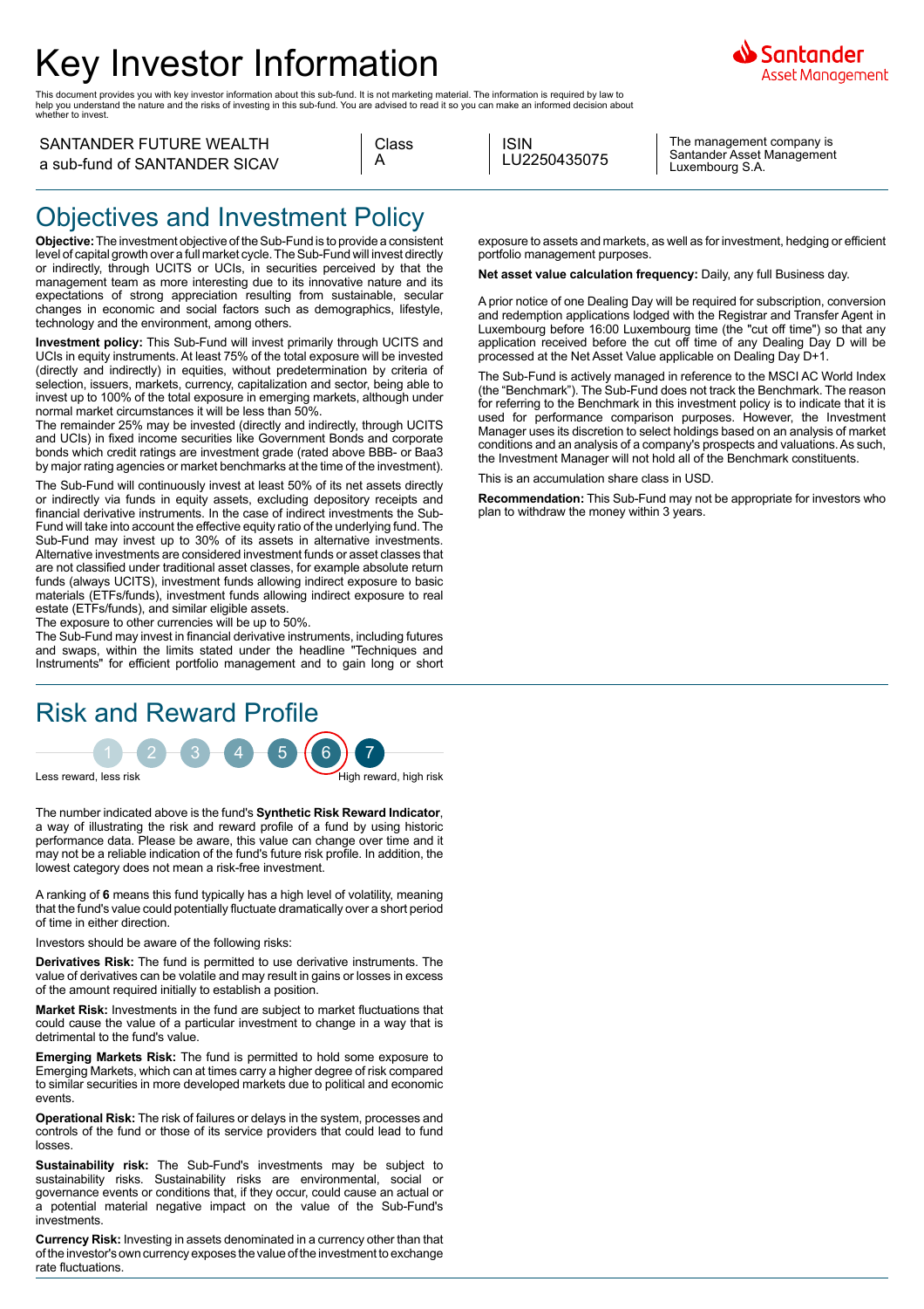# Key Investor Information

This document provides you with key investor information about this sub-fund. It is not marketing material. The information is required by law to help you understand the nature and the risks of investing in this sub-fund. You are advised to read it so you can make an informed decision about whether to invest.

| SANTANDER FUTURE WEALTH a sub-fund of SANTANDER SICAV | Class A | ISIN LU2250435075 | The management company is Santander Asset Management Luxembourg S.A. |
|---|---|---|---|

## Objectives and Investment Policy

**Objective:** The investment objective of the Sub-Fund is to provide a consistent level of capital growth over a full market cycle. The Sub-Fund will invest directly or indirectly, through UCITS or UCIs, in securities perceived by that the management team as more interesting due to its innovative nature and its expectations of strong appreciation resulting from sustainable, secular changes in economic and social factors such as demographics, lifestyle, technology and the environment, among others.

**Investment policy:** This Sub-Fund will invest primarily through UCITS and UCIs in equity instruments. At least 75% of the total exposure will be invested (directly and indirectly) in equities, without predetermination by criteria of selection, issuers, markets, currency, capitalization and sector, being able to invest up to 100% of the total exposure in emerging markets, although under normal market circumstances it will be less than 50%.

The remainder 25% may be invested (directly and indirectly, through UCITS and UCIs) in fixed income securities like Government Bonds and corporate bonds which credit ratings are investment grade (rated above BBB- or Baa3 by major rating agencies or market benchmarks at the time of the investment).

The Sub-Fund will continuously invest at least 50% of its net assets directly or indirectly via funds in equity assets, excluding depository receipts and financial derivative instruments. In the case of indirect investments the Sub-Fund will take into account the effective equity ratio of the underlying fund. The Sub-Fund may invest up to 30% of its assets in alternative investments. Alternative investments are considered investment funds or asset classes that are not classified under traditional asset classes, for example absolute return funds (always UCITS), investment funds allowing indirect exposure to basic materials (ETFs/funds), investment funds allowing indirect exposure to real estate (ETFs/funds), and similar eligible assets.

The exposure to other currencies will be up to 50%.

The Sub-Fund may invest in financial derivative instruments, including futures and swaps, within the limits stated under the headline "Techniques and Instruments" for efficient portfolio management and to gain long or short exposure to assets and markets, as well as for investment, hedging or efficient portfolio management purposes.

**Net asset value calculation frequency:** Daily, any full Business day.

A prior notice of one Dealing Day will be required for subscription, conversion and redemption applications lodged with the Registrar and Transfer Agent in Luxembourg before 16:00 Luxembourg time (the "cut off time") so that any application received before the cut off time of any Dealing Day D will be processed at the Net Asset Value applicable on Dealing Day D+1.

The Sub-Fund is actively managed in reference to the MSCI AC World Index (the "Benchmark"). The Sub-Fund does not track the Benchmark. The reason for referring to the Benchmark in this investment policy is to indicate that it is used for performance comparison purposes. However, the Investment Manager uses its discretion to select holdings based on an analysis of market conditions and an analysis of a company's prospects and valuations. As such, the Investment Manager will not hold all of the Benchmark constituents.

This is an accumulation share class in USD.

**Recommendation:** This Sub-Fund may not be appropriate for investors who plan to withdraw the money within 3 years.

## Risk and Reward Profile

1 2 3 4 5 **6** 7

Less reward, less risk — High reward, high risk

The number indicated above is the fund's **Synthetic Risk Reward Indicator**, a way of illustrating the risk and reward profile of a fund by using historic performance data. Please be aware, this value can change over time and it may not be a reliable indication of the fund's future risk profile. In addition, the lowest category does not mean a risk-free investment.

A ranking of **6** means this fund typically has a high level of volatility, meaning that the fund's value could potentially fluctuate dramatically over a short period of time in either direction.

Investors should be aware of the following risks:

**Derivatives Risk:** The fund is permitted to use derivative instruments. The value of derivatives can be volatile and may result in gains or losses in excess of the amount required initially to establish a position.

**Market Risk:** Investments in the fund are subject to market fluctuations that could cause the value of a particular investment to change in a way that is detrimental to the fund's value.

**Emerging Markets Risk:** The fund is permitted to hold some exposure to Emerging Markets, which can at times carry a higher degree of risk compared to similar securities in more developed markets due to political and economic events.

**Operational Risk:** The risk of failures or delays in the system, processes and controls of the fund or those of its service providers that could lead to fund losses.

**Sustainability risk:** The Sub-Fund's investments may be subject to sustainability risks. Sustainability risks are environmental, social or governance events or conditions that, if they occur, could cause an actual or a potential material negative impact on the value of the Sub-Fund's investments.

**Currency Risk:** Investing in assets denominated in a currency other than that of the investor's own currency exposes the value of the investment to exchange rate fluctuations.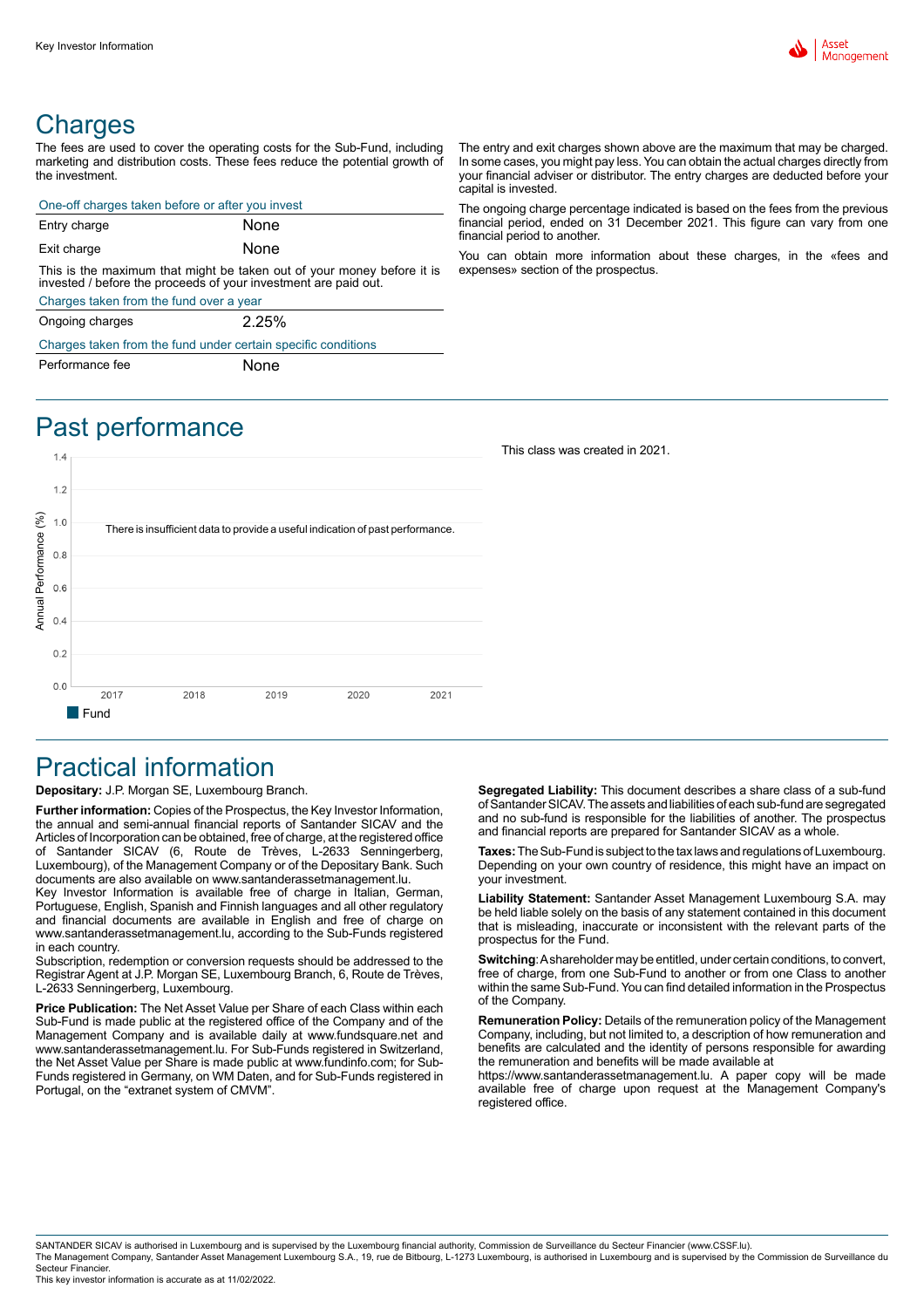## Charges

The fees are used to cover the operating costs for the Sub-Fund, including marketing and distribution costs. These fees reduce the potential growth of the investment.

| One-off charges taken before or after you invest | |
|---|---|
| Entry charge | None |
| Exit charge | None |
| This is the maximum that might be taken out of your money before it is invested / before the proceeds of your investment are paid out. | |
| **Charges taken from the fund over a year** | |
| Ongoing charges | 2.25% |
| **Charges taken from the fund under certain specific conditions** | |
| Performance fee | None |

The entry and exit charges shown above are the maximum that may be charged. In some cases, you might pay less. You can obtain the actual charges directly from your financial adviser or distributor. The entry charges are deducted before your capital is invested.

The ongoing charge percentage indicated is based on the fees from the previous financial period, ended on 31 December 2021. This figure can vary from one financial period to another.

You can obtain more information about these charges, in the «fees and expenses» section of the prospectus.

## Past performance

Annual Performance (%)

1.4
1.2
1.0
0.8
0.6
0.4
0.2
0.0

2017
2018
2019
2020
2021

Fund

There is insufficient data to provide a useful indication of past performance.

This class was created in 2021.

## Practical information

**Depositary:** J.P. Morgan SE, Luxembourg Branch.

**Further information:** Copies of the Prospectus, the Key Investor Information, the annual and semi-annual financial reports of Santander SICAV and the Articles of Incorporation can be obtained, free of charge, at the registered office of Santander SICAV (6, Route de Trèves, L-2633 Senningerberg, Luxembourg), of the Management Company or of the Depositary Bank. Such documents are also available on www.santanderassetmanagement.lu.
Key Investor Information is available free of charge in Italian, German, Portuguese, English, Spanish and Finnish languages and all other regulatory and financial documents are available in English and free of charge on www.santanderassetmanagement.lu, according to the Sub-Funds registered in each country.
Subscription, redemption or conversion requests should be addressed to the Registrar Agent at J.P. Morgan SE, Luxembourg Branch, 6, Route de Trèves, L-2633 Senningerberg, Luxembourg.

**Price Publication:** The Net Asset Value per Share of each Class within each Sub-Fund is made public at the registered office of the Company and of the Management Company and is available daily at www.fundsquare.net and www.santanderassetmanagement.lu. For Sub-Funds registered in Switzerland, the Net Asset Value per Share is made public at www.fundinfo.com; for Sub-Funds registered in Germany, on WM Daten, and for Sub-Funds registered in Portugal, on the "extranet system of CMVM".

**Segregated Liability:** This document describes a share class of a sub-fund of Santander SICAV. The assets and liabilities of each sub-fund are segregated and no sub-fund is responsible for the liabilities of another. The prospectus and financial reports are prepared for Santander SICAV as a whole.

**Taxes:** The Sub-Fund is subject to the tax laws and regulations of Luxembourg. Depending on your own country of residence, this might have an impact on your investment.

**Liability Statement:** Santander Asset Management Luxembourg S.A. may be held liable solely on the basis of any statement contained in this document that is misleading, inaccurate or inconsistent with the relevant parts of the prospectus for the Fund.

**Switching**: A shareholder may be entitled, under certain conditions, to convert, free of charge, from one Sub-Fund to another or from one Class to another within the same Sub-Fund. You can find detailed information in the Prospectus of the Company.

**Remuneration Policy:** Details of the remuneration policy of the Management Company, including, but not limited to, a description of how remuneration and benefits are calculated and the identity of persons responsible for awarding the remuneration and benefits will be made available at https://www.santanderassetmanagement.lu. A paper copy will be made available free of charge upon request at the Management Company's registered office.

SANTANDER SICAV is authorised in Luxembourg and is supervised by the Luxembourg financial authority, Commission de Surveillance du Secteur Financier (www.CSSF.lu).
The Management Company, Santander Asset Management Luxembourg S.A., 19, rue de Bitbourg, L-1273 Luxembourg, is authorised in Luxembourg and is supervised by the Commission de Surveillance du Secteur Financier.
This key investor information is accurate as at 11/02/2022.